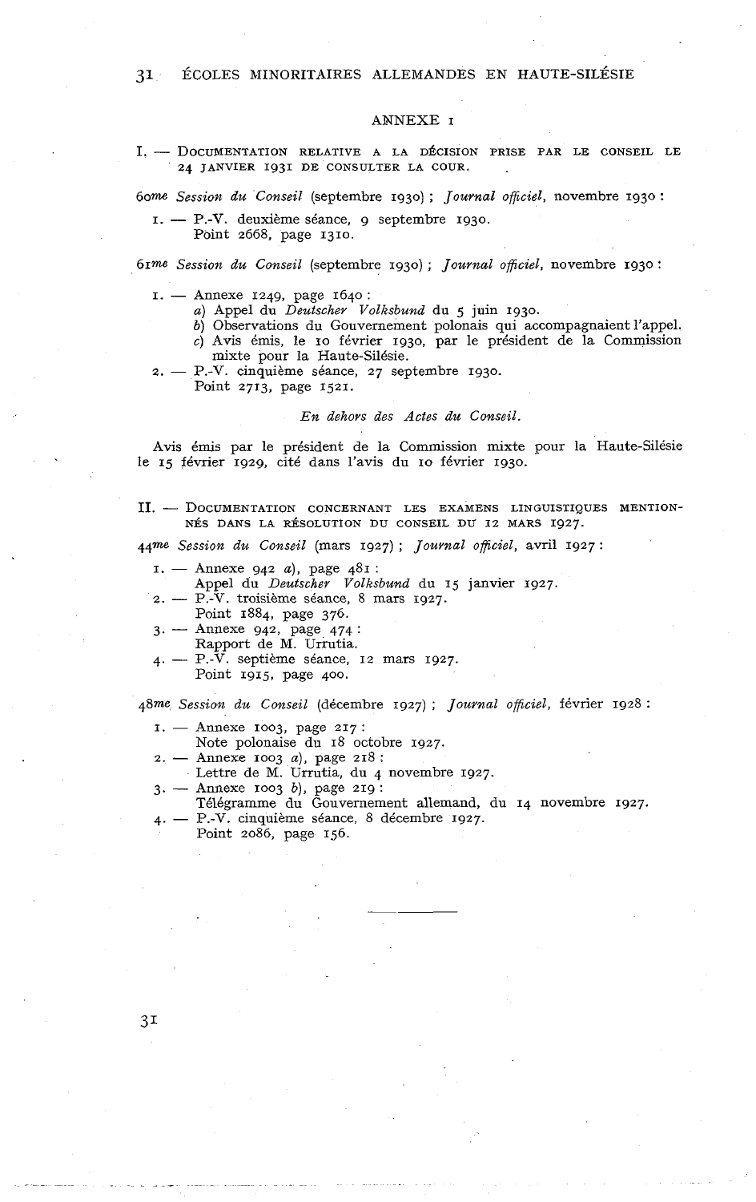## ANNEXE 1

### I. — Documentation relative à la décision prise par le Conseil le 24 janvier 1931 de consulter la Cour.

*60me Session du Conseil* (septembre 1930) ; *Journal officiel*, novembre 1930 :

1. — P.-V. deuxième séance, 9 septembre 1930.
   Point 2668, page 1310.

*61me Session du Conseil* (septembre 1930) ; *Journal officiel*, novembre 1930 :

1. — Annexe 1249, page 1640 :
   *a*) Appel du *Deutscher Volksbund* du 5 juin 1930.
   *b*) Observations du Gouvernement polonais qui accompagnaient l'appel.
   *c*) Avis émis, le 10 février 1930, par le président de la Commission mixte pour la Haute-Silésie.
2. — P.-V. cinquième séance, 27 septembre 1930.
   Point 2713, page 1521.

*En dehors des Actes du Conseil.*

Avis émis par le président de la Commission mixte pour la Haute-Silésie le 15 février 1929, cité dans l'avis du 10 février 1930.

### II. — Documentation concernant les examens linguistiques mentionnés dans la résolution du Conseil du 12 mars 1927.

*44me Session du Conseil* (mars 1927) ; *Journal officiel*, avril 1927 :

1. — Annexe 942 *a*), page 481 :
   Appel du *Deutscher Volksbund* du 15 janvier 1927.
2. — P.-V. troisième séance, 8 mars 1927.
   Point 1884, page 376.
3. — Annexe 942, page 474 :
   Rapport de M. Urrutia.
4. — P.-V. septième séance, 12 mars 1927.
   Point 1915, page 400.

*48me Session du Conseil* (décembre 1927) ; *Journal officiel*, février 1928 :

1. — Annexe 1003, page 217 :
   Note polonaise du 18 octobre 1927.
2. — Annexe 1003 *a*), page 218 :
   Lettre de M. Urrutia, du 4 novembre 1927.
3. — Annexe 1003 *b*), page 219 :
   Télégramme du Gouvernement allemand, du 14 novembre 1927.
4. — P.-V. cinquième séance, 8 décembre 1927.
   Point 2086, page 156.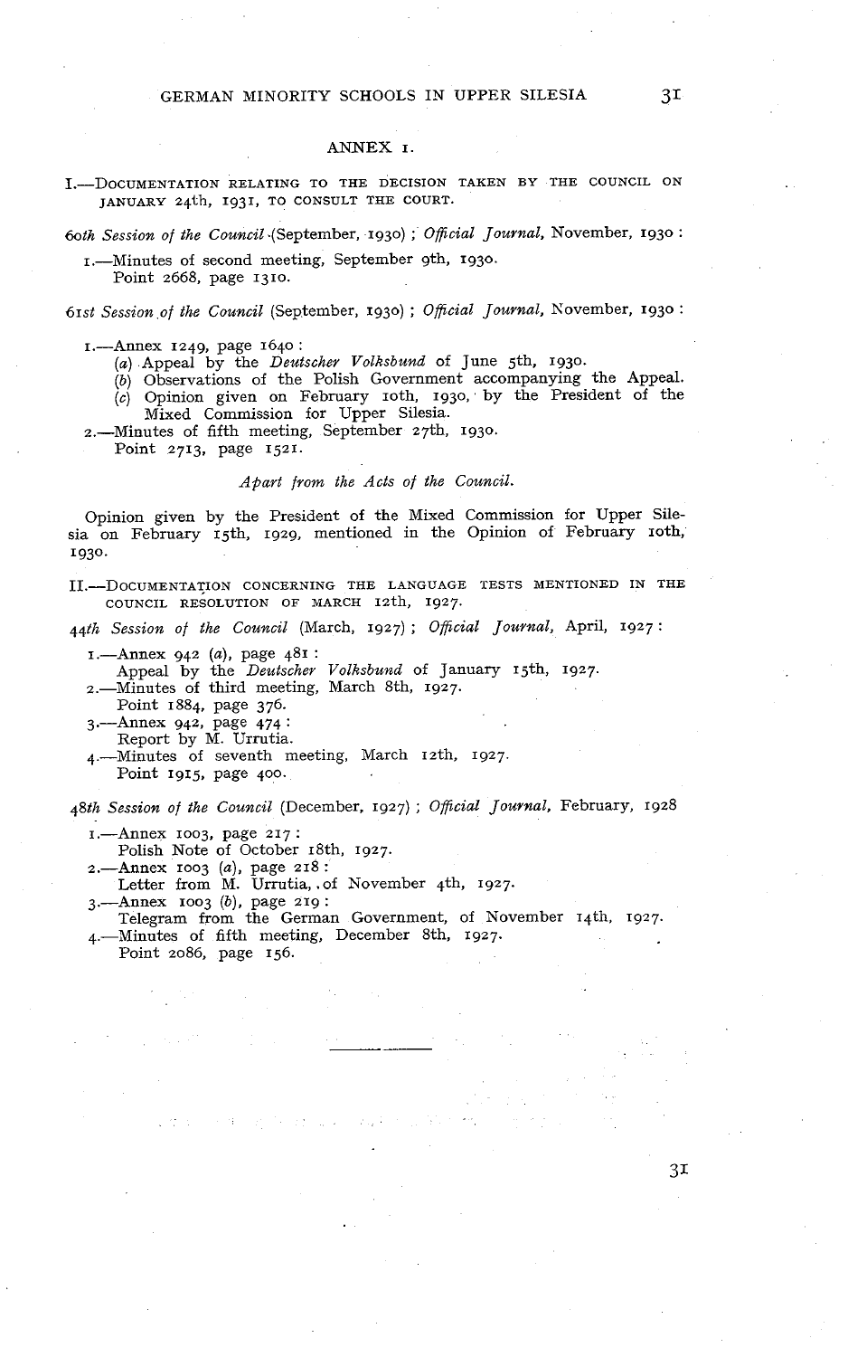## ANNEX 1.

I.—Documentation relating to the decision taken by the Council on January 24th, 1931, to consult the Court.

*60th Session of the Council* (September, 1930) ; *Official Journal*, November, 1930 :

1.—Minutes of second meeting, September 9th, 1930.
  Point 2668, page 1310.

*61st Session of the Council* (September, 1930) ; *Official Journal*, November, 1930 :

1.—Annex 1249, page 1640 :
  (*a*) Appeal by the *Deutscher Volksbund* of June 5th, 1930.
  (*b*) Observations of the Polish Government accompanying the Appeal.
  (*c*) Opinion given on February 10th, 1930, by the President of the Mixed Commission for Upper Silesia.

2.—Minutes of fifth meeting, September 27th, 1930.
  Point 2713, page 1521.

*Apart from the Acts of the Council.*

Opinion given by the President of the Mixed Commission for Upper Silesia on February 15th, 1929, mentioned in the Opinion of February 10th, 1930.

II.—Documentation concerning the language tests mentioned in the Council resolution of March 12th, 1927.

*44th Session of the Council* (March, 1927) ; *Official Journal*, April, 1927 :

1.—Annex 942 (*a*), page 481 :
  Appeal by the *Deutscher Volksbund* of January 15th, 1927.

2.—Minutes of third meeting, March 8th, 1927.
  Point 1884, page 376.

3.—Annex 942, page 474 :
  Report by M. Urrutia.

4.—Minutes of seventh meeting, March 12th, 1927.
  Point 1915, page 400.

*48th Session of the Council* (December, 1927) ; *Official Journal*, February, 1928

1.—Annex 1003, page 217 :
  Polish Note of October 18th, 1927.

2.—Annex 1003 (*a*), page 218 :
  Letter from M. Urrutia, of November 4th, 1927.

3.—Annex 1003 (*b*), page 219 :
  Telegram from the German Government, of November 14th, 1927.

4.—Minutes of fifth meeting, December 8th, 1927.
  Point 2086, page 156.